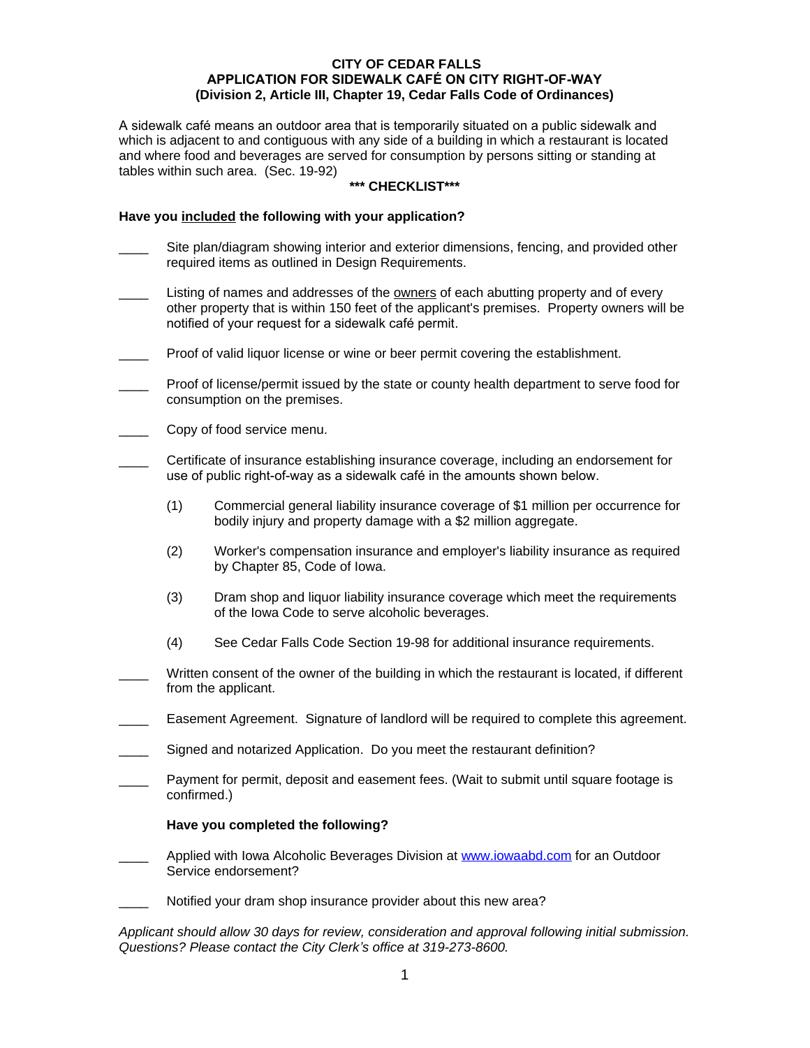# CITY OF CEDAR FALLS
## APPLICATION FOR SIDEWALK CAFÉ ON CITY RIGHT-OF-WAY
### (Division 2, Article III, Chapter 19, Cedar Falls Code of Ordinances)

A sidewalk café means an outdoor area that is temporarily situated on a public sidewalk and which is adjacent to and contiguous with any side of a building in which a restaurant is located and where food and beverages are served for consumption by persons sitting or standing at tables within such area. (Sec. 19-92)

**\*\*\* CHECKLIST\*\*\***

**Have you included the following with your application?**

- ____ Site plan/diagram showing interior and exterior dimensions, fencing, and provided other required items as outlined in Design Requirements.
- ____ Listing of names and addresses of the owners of each abutting property and of every other property that is within 150 feet of the applicant's premises. Property owners will be notified of your request for a sidewalk café permit.
- ____ Proof of valid liquor license or wine or beer permit covering the establishment.
- ____ Proof of license/permit issued by the state or county health department to serve food for consumption on the premises.
- ____ Copy of food service menu.
- ____ Certificate of insurance establishing insurance coverage, including an endorsement for use of public right-of-way as a sidewalk café in the amounts shown below.
  - (1) Commercial general liability insurance coverage of $1 million per occurrence for bodily injury and property damage with a $2 million aggregate.
  - (2) Worker's compensation insurance and employer's liability insurance as required by Chapter 85, Code of Iowa.
  - (3) Dram shop and liquor liability insurance coverage which meet the requirements of the Iowa Code to serve alcoholic beverages.
  - (4) See Cedar Falls Code Section 19-98 for additional insurance requirements.
- ____ Written consent of the owner of the building in which the restaurant is located, if different from the applicant.
- ____ Easement Agreement. Signature of landlord will be required to complete this agreement.
- ____ Signed and notarized Application. Do you meet the restaurant definition?
- ____ Payment for permit, deposit and easement fees. (Wait to submit until square footage is confirmed.)

**Have you completed the following?**

- ____ Applied with Iowa Alcoholic Beverages Division at www.iowaabd.com for an Outdoor Service endorsement?
- ____ Notified your dram shop insurance provider about this new area?

*Applicant should allow 30 days for review, consideration and approval following initial submission. Questions? Please contact the City Clerk's office at 319-273-8600.*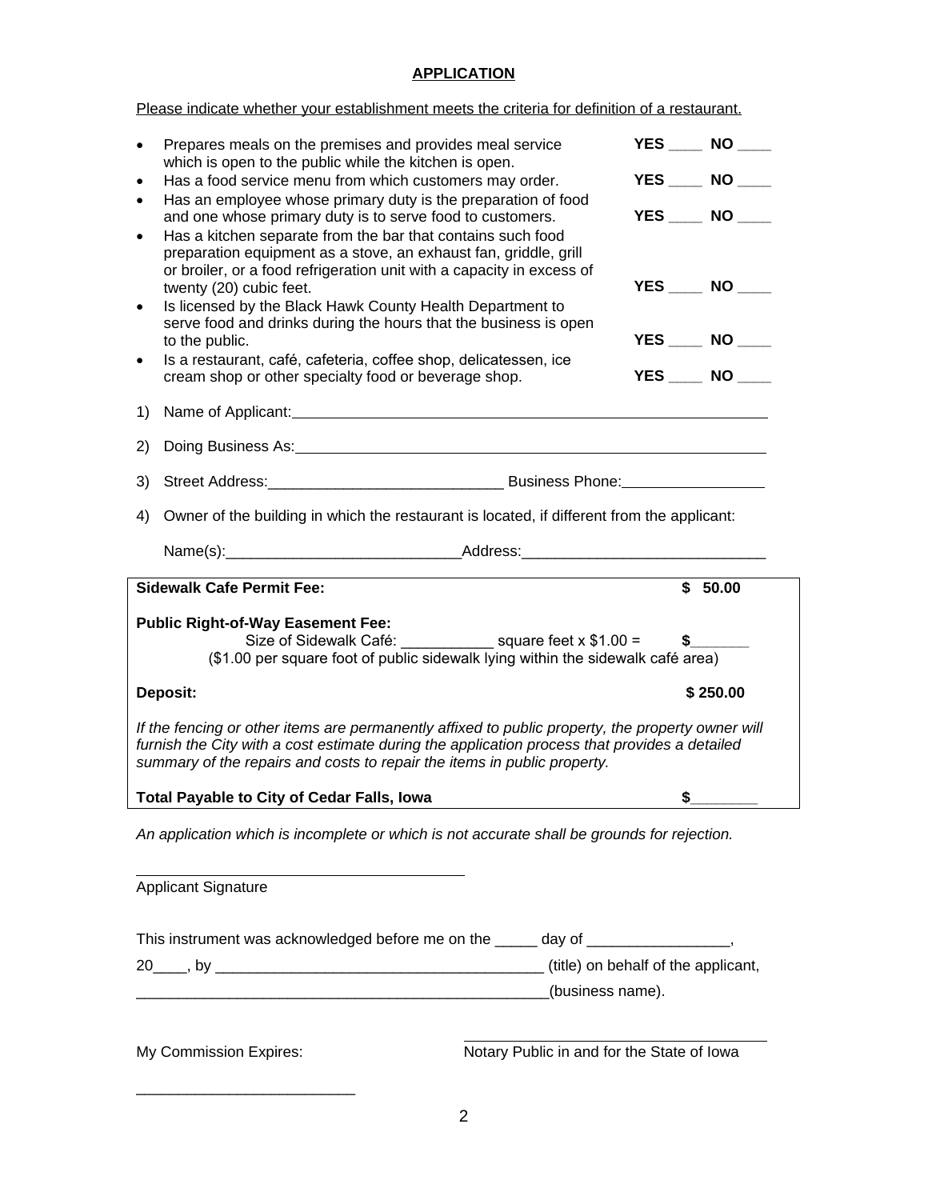**APPLICATION**

Please indicate whether your establishment meets the criteria for definition of a restaurant.

- Prepares meals on the premises and provides meal service which is open to the public while the kitchen is open. **YES** ____ **NO** ____
- Has a food service menu from which customers may order. **YES** ____ **NO** ____
- Has an employee whose primary duty is the preparation of food and one whose primary duty is to serve food to customers. **YES** ____ **NO** ____
- Has a kitchen separate from the bar that contains such food preparation equipment as a stove, an exhaust fan, griddle, grill or broiler, or a food refrigeration unit with a capacity in excess of twenty (20) cubic feet. **YES** ____ **NO** ____
- Is licensed by the Black Hawk County Health Department to serve food and drinks during the hours that the business is open to the public. **YES** ____ **NO** ____
- Is a restaurant, café, cafeteria, coffee shop, delicatessen, ice cream shop or other specialty food or beverage shop. **YES** ____ **NO** ____

1) Name of Applicant: ______________________________________________

2) Doing Business As: ______________________________________________

3) Street Address: ____________________________ Business Phone: _________________

4) Owner of the building in which the restaurant is located, if different from the applicant:

   Name(s): ____________________________ Address: _____________________________

**Sidewalk Cafe Permit Fee:** **$ 50.00**

**Public Right-of-Way Easement Fee:**
Size of Sidewalk Café: ___________ square feet x $1.00 = **$**_______
($1.00 per square foot of public sidewalk lying within the sidewalk café area)

**Deposit:** **$ 250.00**

*If the fencing or other items are permanently affixed to public property, the property owner will furnish the City with a cost estimate during the application process that provides a detailed summary of the repairs and costs to repair the items in public property.*

**Total Payable to City of Cedar Falls, Iowa** **$**________

*An application which is incomplete or which is not accurate shall be grounds for rejection.*

________________________________________
Applicant Signature

This instrument was acknowledged before me on the _____ day of _________________, 20____, by _______________________________________ (title) on behalf of the applicant, ___________________________________________________(business name).

My Commission Expires: ____________________________

__________________________________
Notary Public in and for the State of Iowa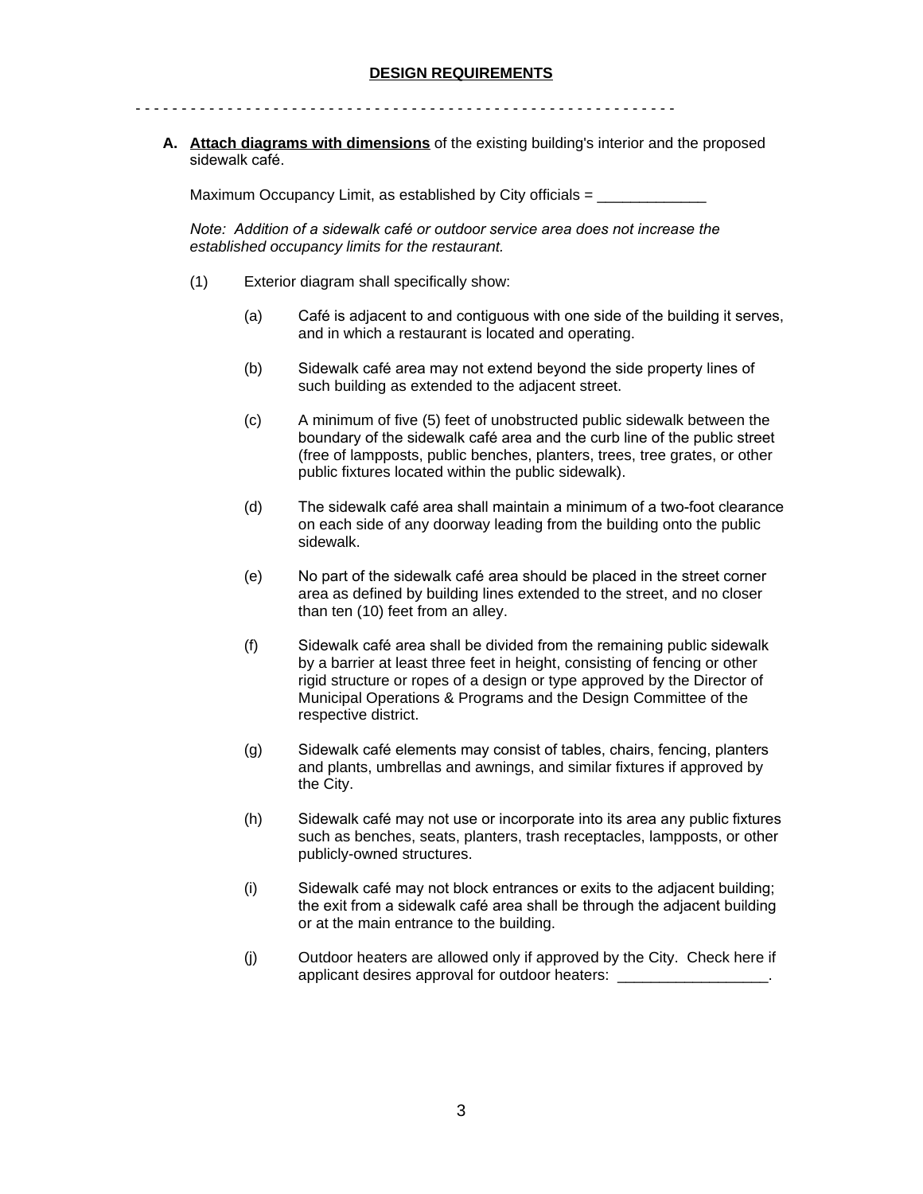## DESIGN REQUIREMENTS

- - - - - - - - - - - - - - - - - - - - - - - - - - - - - - - - - - - - - - - - - - - - - - - - - - - - - - - - - - - -

**A. Attach diagrams with dimensions** of the existing building's interior and the proposed sidewalk café.

Maximum Occupancy Limit, as established by City officials = _____________

*Note: Addition of a sidewalk café or outdoor service area does not increase the established occupancy limits for the restaurant.*

(1) Exterior diagram shall specifically show:

(a) Café is adjacent to and contiguous with one side of the building it serves, and in which a restaurant is located and operating.

(b) Sidewalk café area may not extend beyond the side property lines of such building as extended to the adjacent street.

(c) A minimum of five (5) feet of unobstructed public sidewalk between the boundary of the sidewalk café area and the curb line of the public street (free of lampposts, public benches, planters, trees, tree grates, or other public fixtures located within the public sidewalk).

(d) The sidewalk café area shall maintain a minimum of a two-foot clearance on each side of any doorway leading from the building onto the public sidewalk.

(e) No part of the sidewalk café area should be placed in the street corner area as defined by building lines extended to the street, and no closer than ten (10) feet from an alley.

(f) Sidewalk café area shall be divided from the remaining public sidewalk by a barrier at least three feet in height, consisting of fencing or other rigid structure or ropes of a design or type approved by the Director of Municipal Operations & Programs and the Design Committee of the respective district.

(g) Sidewalk café elements may consist of tables, chairs, fencing, planters and plants, umbrellas and awnings, and similar fixtures if approved by the City.

(h) Sidewalk café may not use or incorporate into its area any public fixtures such as benches, seats, planters, trash receptacles, lampposts, or other publicly-owned structures.

(i) Sidewalk café may not block entrances or exits to the adjacent building; the exit from a sidewalk café area shall be through the adjacent building or at the main entrance to the building.

(j) Outdoor heaters are allowed only if approved by the City. Check here if applicant desires approval for outdoor heaters: __________________.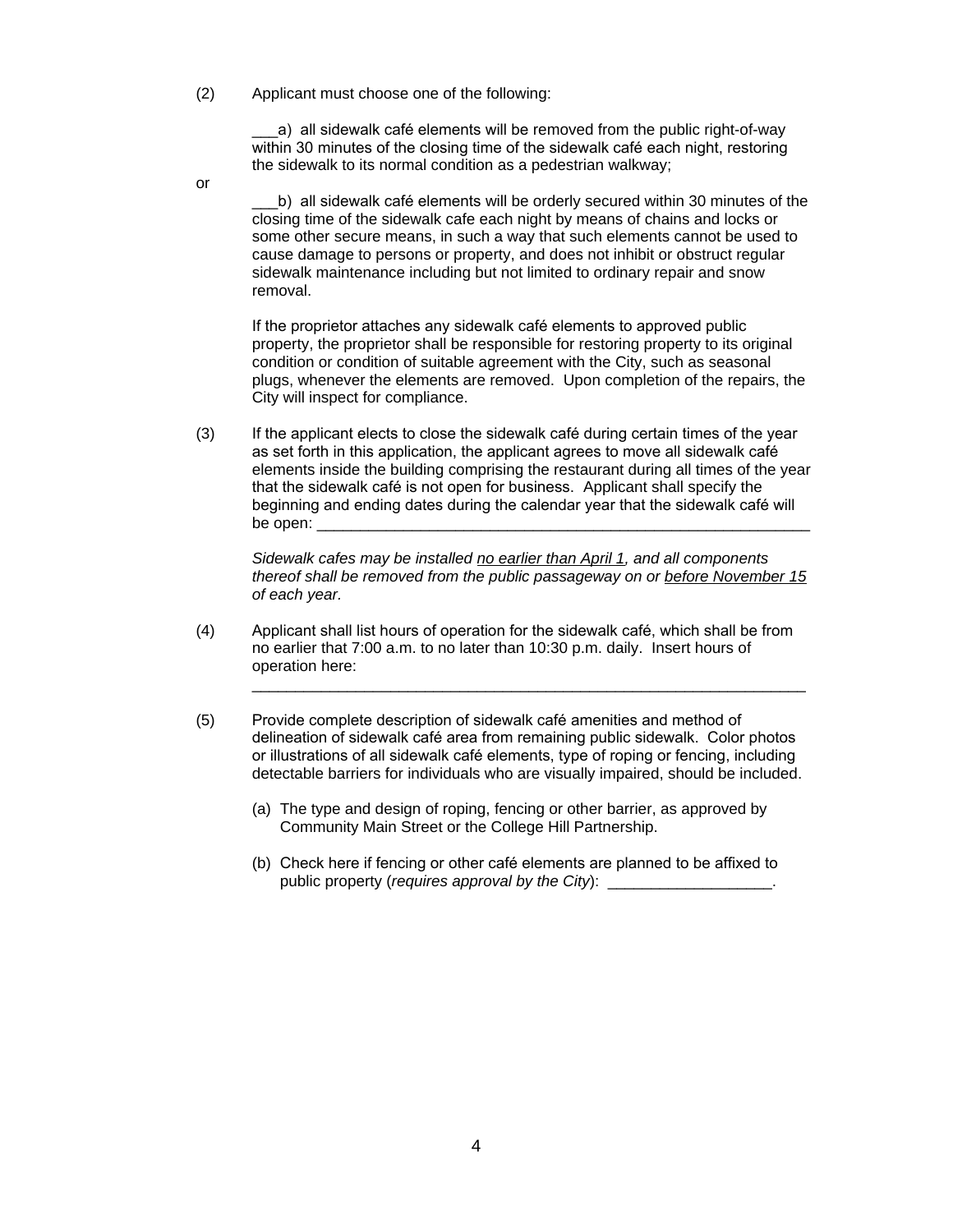(2) Applicant must choose one of the following:

___a) all sidewalk café elements will be removed from the public right-of-way within 30 minutes of the closing time of the sidewalk café each night, restoring the sidewalk to its normal condition as a pedestrian walkway;

or

___b) all sidewalk café elements will be orderly secured within 30 minutes of the closing time of the sidewalk cafe each night by means of chains and locks or some other secure means, in such a way that such elements cannot be used to cause damage to persons or property, and does not inhibit or obstruct regular sidewalk maintenance including but not limited to ordinary repair and snow removal.

If the proprietor attaches any sidewalk café elements to approved public property, the proprietor shall be responsible for restoring property to its original condition or condition of suitable agreement with the City, such as seasonal plugs, whenever the elements are removed. Upon completion of the repairs, the City will inspect for compliance.

(3) If the applicant elects to close the sidewalk café during certain times of the year as set forth in this application, the applicant agrees to move all sidewalk café elements inside the building comprising the restaurant during all times of the year that the sidewalk café is not open for business. Applicant shall specify the beginning and ending dates during the calendar year that the sidewalk café will be open: ____________________________________________________________

*Sidewalk cafes may be installed <u>no earlier than April 1</u>, and all components thereof shall be removed from the public passageway on or <u>before November 15</u> of each year.*

(4) Applicant shall list hours of operation for the sidewalk café, which shall be from no earlier that 7:00 a.m. to no later than 10:30 p.m. daily. Insert hours of operation here:
____________________________________________________________________

(5) Provide complete description of sidewalk café amenities and method of delineation of sidewalk café area from remaining public sidewalk. Color photos or illustrations of all sidewalk café elements, type of roping or fencing, including detectable barriers for individuals who are visually impaired, should be included.

(a) The type and design of roping, fencing or other barrier, as approved by Community Main Street or the College Hill Partnership.

(b) Check here if fencing or other café elements are planned to be affixed to public property (*requires approval by the City*): ___________________.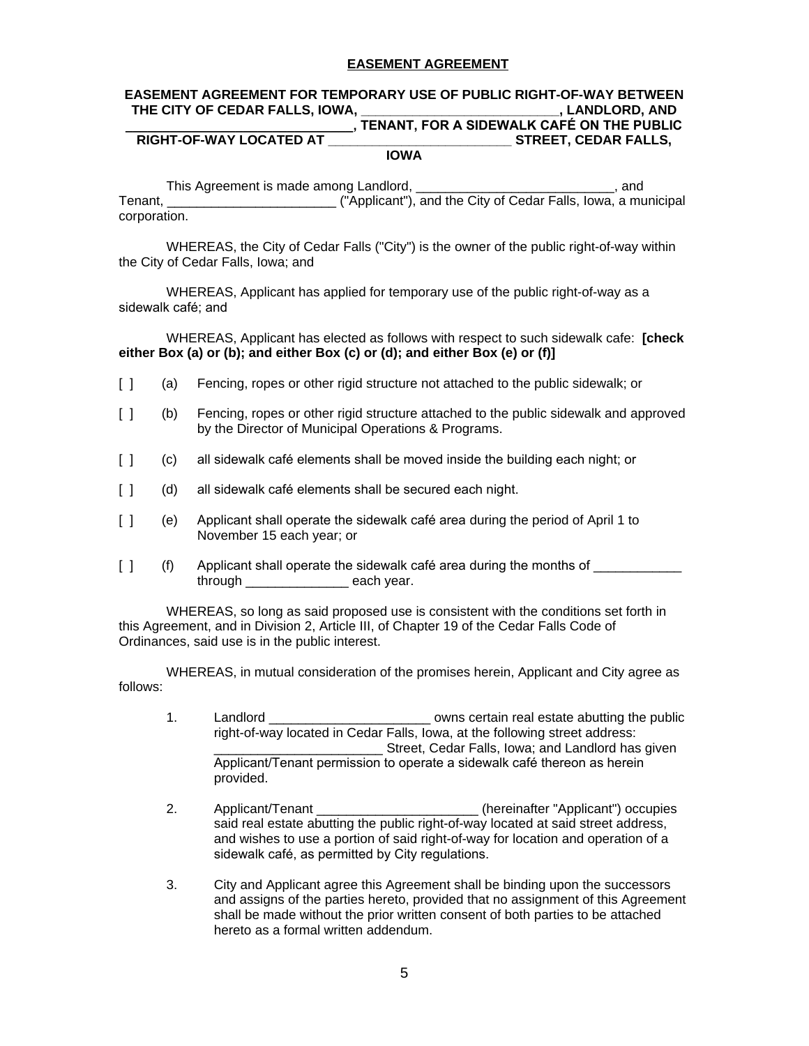# EASEMENT AGREEMENT

**EASEMENT AGREEMENT FOR TEMPORARY USE OF PUBLIC RIGHT-OF-WAY BETWEEN THE CITY OF CEDAR FALLS, IOWA, __________________________, LANDLORD, AND ______________________________, TENANT, FOR A SIDEWALK CAFÉ ON THE PUBLIC RIGHT-OF-WAY LOCATED AT ________________________ STREET, CEDAR FALLS, IOWA**

This Agreement is made among Landlord, ___________________________, and Tenant, _______________________ ("Applicant"), and the City of Cedar Falls, Iowa, a municipal corporation.

WHEREAS, the City of Cedar Falls ("City") is the owner of the public right-of-way within the City of Cedar Falls, Iowa; and

WHEREAS, Applicant has applied for temporary use of the public right-of-way as a sidewalk café; and

WHEREAS, Applicant has elected as follows with respect to such sidewalk cafe: **[check either Box (a) or (b); and either Box (c) or (d); and either Box (e) or (f)]**

[ ] (a) Fencing, ropes or other rigid structure not attached to the public sidewalk; or

[ ] (b) Fencing, ropes or other rigid structure attached to the public sidewalk and approved by the Director of Municipal Operations & Programs.

[ ] (c) all sidewalk café elements shall be moved inside the building each night; or

[ ] (d) all sidewalk café elements shall be secured each night.

[ ] (e) Applicant shall operate the sidewalk café area during the period of April 1 to November 15 each year; or

[ ] (f) Applicant shall operate the sidewalk café area during the months of ____________ through ______________ each year.

WHEREAS, so long as said proposed use is consistent with the conditions set forth in this Agreement, and in Division 2, Article III, of Chapter 19 of the Cedar Falls Code of Ordinances, said use is in the public interest.

WHEREAS, in mutual consideration of the promises herein, Applicant and City agree as follows:

1. Landlord ______________________ owns certain real estate abutting the public right-of-way located in Cedar Falls, Iowa, at the following street address: _______________________ Street, Cedar Falls, Iowa; and Landlord has given Applicant/Tenant permission to operate a sidewalk café thereon as herein provided.

2. Applicant/Tenant ______________________ (hereinafter "Applicant") occupies said real estate abutting the public right-of-way located at said street address, and wishes to use a portion of said right-of-way for location and operation of a sidewalk café, as permitted by City regulations.

3. City and Applicant agree this Agreement shall be binding upon the successors and assigns of the parties hereto, provided that no assignment of this Agreement shall be made without the prior written consent of both parties to be attached hereto as a formal written addendum.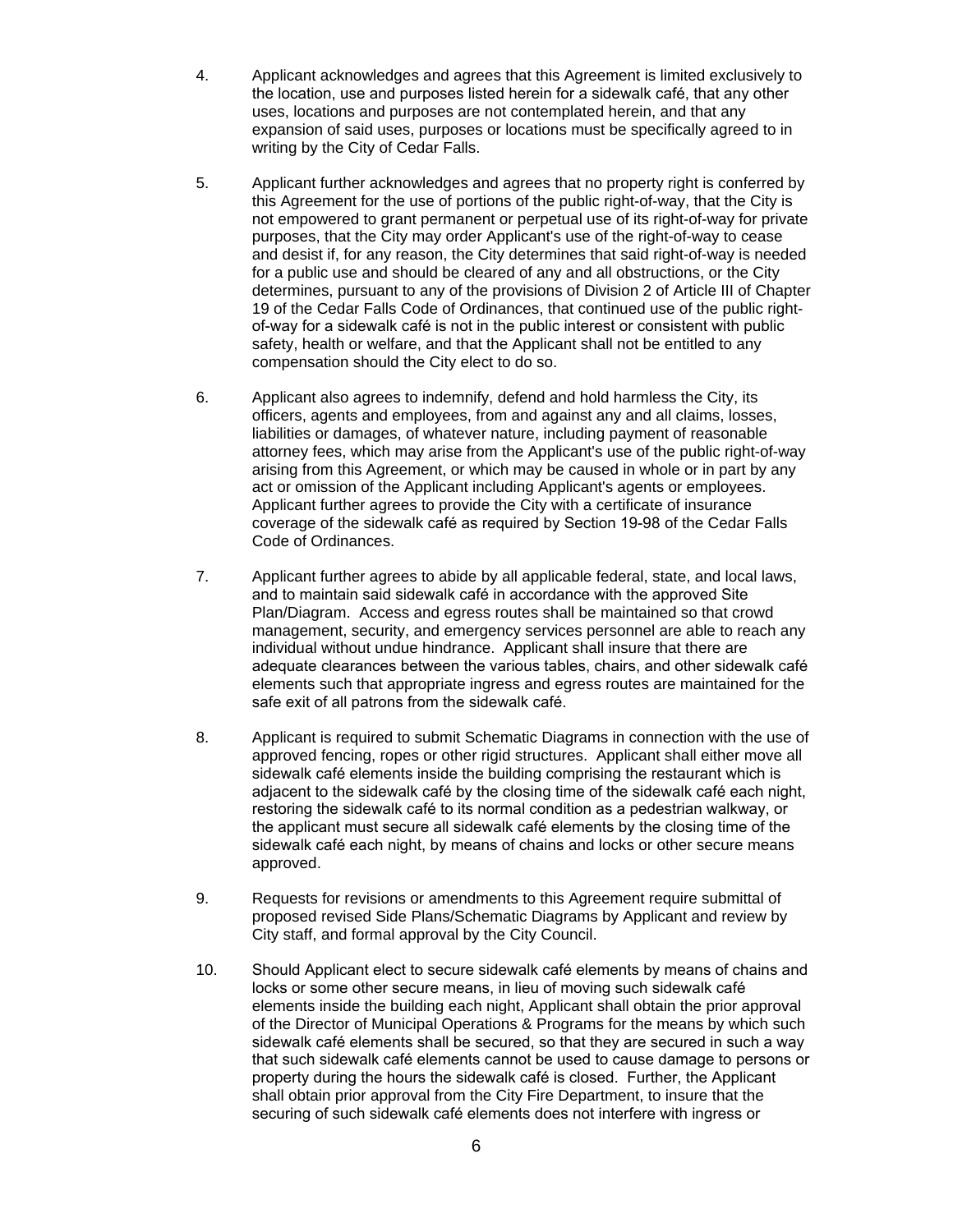4. Applicant acknowledges and agrees that this Agreement is limited exclusively to the location, use and purposes listed herein for a sidewalk café, that any other uses, locations and purposes are not contemplated herein, and that any expansion of said uses, purposes or locations must be specifically agreed to in writing by the City of Cedar Falls.

5. Applicant further acknowledges and agrees that no property right is conferred by this Agreement for the use of portions of the public right-of-way, that the City is not empowered to grant permanent or perpetual use of its right-of-way for private purposes, that the City may order Applicant's use of the right-of-way to cease and desist if, for any reason, the City determines that said right-of-way is needed for a public use and should be cleared of any and all obstructions, or the City determines, pursuant to any of the provisions of Division 2 of Article III of Chapter 19 of the Cedar Falls Code of Ordinances, that continued use of the public right-of-way for a sidewalk café is not in the public interest or consistent with public safety, health or welfare, and that the Applicant shall not be entitled to any compensation should the City elect to do so.

6. Applicant also agrees to indemnify, defend and hold harmless the City, its officers, agents and employees, from and against any and all claims, losses, liabilities or damages, of whatever nature, including payment of reasonable attorney fees, which may arise from the Applicant's use of the public right-of-way arising from this Agreement, or which may be caused in whole or in part by any act or omission of the Applicant including Applicant's agents or employees. Applicant further agrees to provide the City with a certificate of insurance coverage of the sidewalk café as required by Section 19-98 of the Cedar Falls Code of Ordinances.

7. Applicant further agrees to abide by all applicable federal, state, and local laws, and to maintain said sidewalk café in accordance with the approved Site Plan/Diagram. Access and egress routes shall be maintained so that crowd management, security, and emergency services personnel are able to reach any individual without undue hindrance. Applicant shall insure that there are adequate clearances between the various tables, chairs, and other sidewalk café elements such that appropriate ingress and egress routes are maintained for the safe exit of all patrons from the sidewalk café.

8. Applicant is required to submit Schematic Diagrams in connection with the use of approved fencing, ropes or other rigid structures. Applicant shall either move all sidewalk café elements inside the building comprising the restaurant which is adjacent to the sidewalk café by the closing time of the sidewalk café each night, restoring the sidewalk café to its normal condition as a pedestrian walkway, or the applicant must secure all sidewalk café elements by the closing time of the sidewalk café each night, by means of chains and locks or other secure means approved.

9. Requests for revisions or amendments to this Agreement require submittal of proposed revised Side Plans/Schematic Diagrams by Applicant and review by City staff, and formal approval by the City Council.

10. Should Applicant elect to secure sidewalk café elements by means of chains and locks or some other secure means, in lieu of moving such sidewalk café elements inside the building each night, Applicant shall obtain the prior approval of the Director of Municipal Operations & Programs for the means by which such sidewalk café elements shall be secured, so that they are secured in such a way that such sidewalk café elements cannot be used to cause damage to persons or property during the hours the sidewalk café is closed. Further, the Applicant shall obtain prior approval from the City Fire Department, to insure that the securing of such sidewalk café elements does not interfere with ingress or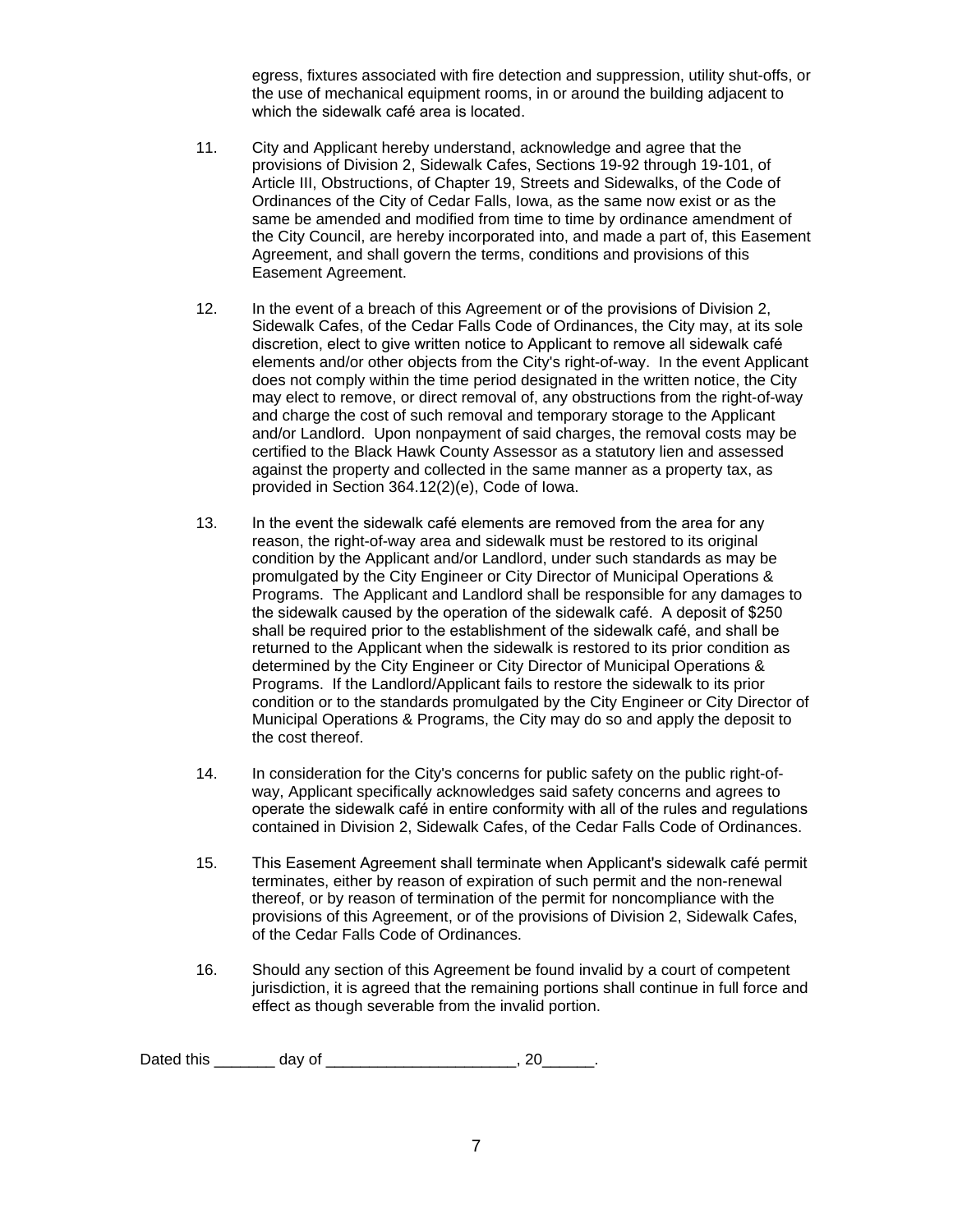egress, fixtures associated with fire detection and suppression, utility shut-offs, or the use of mechanical equipment rooms, in or around the building adjacent to which the sidewalk café area is located.

11. City and Applicant hereby understand, acknowledge and agree that the provisions of Division 2, Sidewalk Cafes, Sections 19-92 through 19-101, of Article III, Obstructions, of Chapter 19, Streets and Sidewalks, of the Code of Ordinances of the City of Cedar Falls, Iowa, as the same now exist or as the same be amended and modified from time to time by ordinance amendment of the City Council, are hereby incorporated into, and made a part of, this Easement Agreement, and shall govern the terms, conditions and provisions of this Easement Agreement.

12. In the event of a breach of this Agreement or of the provisions of Division 2, Sidewalk Cafes, of the Cedar Falls Code of Ordinances, the City may, at its sole discretion, elect to give written notice to Applicant to remove all sidewalk café elements and/or other objects from the City's right-of-way. In the event Applicant does not comply within the time period designated in the written notice, the City may elect to remove, or direct removal of, any obstructions from the right-of-way and charge the cost of such removal and temporary storage to the Applicant and/or Landlord. Upon nonpayment of said charges, the removal costs may be certified to the Black Hawk County Assessor as a statutory lien and assessed against the property and collected in the same manner as a property tax, as provided in Section 364.12(2)(e), Code of Iowa.

13. In the event the sidewalk café elements are removed from the area for any reason, the right-of-way area and sidewalk must be restored to its original condition by the Applicant and/or Landlord, under such standards as may be promulgated by the City Engineer or City Director of Municipal Operations & Programs. The Applicant and Landlord shall be responsible for any damages to the sidewalk caused by the operation of the sidewalk café. A deposit of $250 shall be required prior to the establishment of the sidewalk café, and shall be returned to the Applicant when the sidewalk is restored to its prior condition as determined by the City Engineer or City Director of Municipal Operations & Programs. If the Landlord/Applicant fails to restore the sidewalk to its prior condition or to the standards promulgated by the City Engineer or City Director of Municipal Operations & Programs, the City may do so and apply the deposit to the cost thereof.

14. In consideration for the City's concerns for public safety on the public right-of-way, Applicant specifically acknowledges said safety concerns and agrees to operate the sidewalk café in entire conformity with all of the rules and regulations contained in Division 2, Sidewalk Cafes, of the Cedar Falls Code of Ordinances.

15. This Easement Agreement shall terminate when Applicant's sidewalk café permit terminates, either by reason of expiration of such permit and the non-renewal thereof, or by reason of termination of the permit for noncompliance with the provisions of this Agreement, or of the provisions of Division 2, Sidewalk Cafes, of the Cedar Falls Code of Ordinances.

16. Should any section of this Agreement be found invalid by a court of competent jurisdiction, it is agreed that the remaining portions shall continue in full force and effect as though severable from the invalid portion.

Dated this _______ day of _____________________, 20______.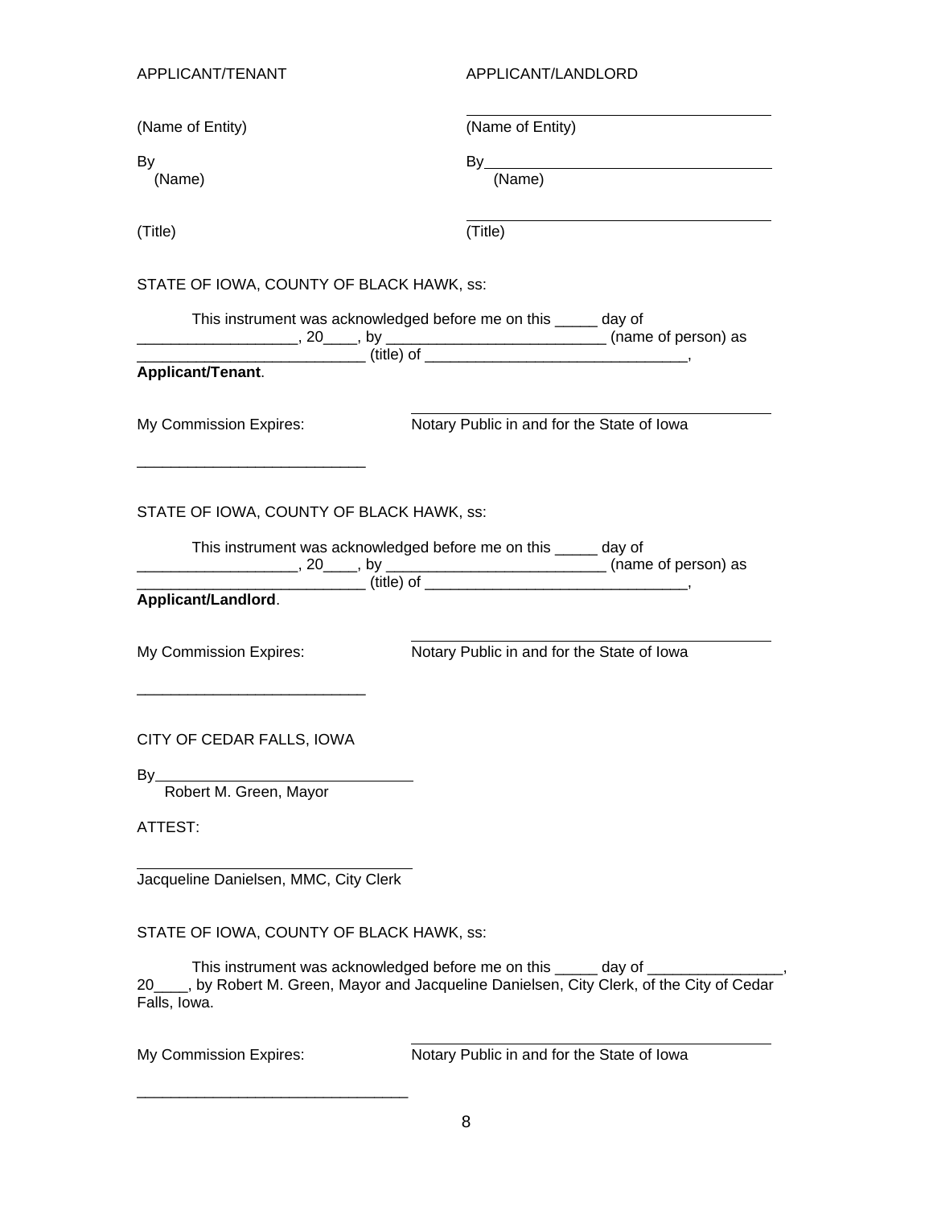| APPLICANT/TENANT | APPLICANT/LANDLORD |
|---|---|
| | ___________________________________ |
| (Name of Entity) | (Name of Entity) |
| By | By___________________________________ |
| (Name) | (Name) |
| | ___________________________________ |
| (Title) | (Title) |

STATE OF IOWA, COUNTY OF BLACK HAWK, ss:

This instrument was acknowledged before me on this _____ day of ___________________, 20____, by __________________________ (name of person) as ___________________________ (title) of _______________________________, **Applicant/Tenant**.

___________________________________
Notary Public in and for the State of Iowa

My Commission Expires:

___________________________

STATE OF IOWA, COUNTY OF BLACK HAWK, ss:

This instrument was acknowledged before me on this _____ day of ___________________, 20____, by __________________________ (name of person) as ___________________________ (title) of _______________________________, **Applicant/Landlord**.

___________________________________
Notary Public in and for the State of Iowa

My Commission Expires:

___________________________

CITY OF CEDAR FALLS, IOWA

By_______________________________
Robert M. Green, Mayor

ATTEST:

_______________________________
Jacqueline Danielsen, MMC, City Clerk

STATE OF IOWA, COUNTY OF BLACK HAWK, ss:

This instrument was acknowledged before me on this _____ day of ________________, 20____, by Robert M. Green, Mayor and Jacqueline Danielsen, City Clerk, of the City of Cedar Falls, Iowa.

___________________________________
Notary Public in and for the State of Iowa

My Commission Expires:

________________________________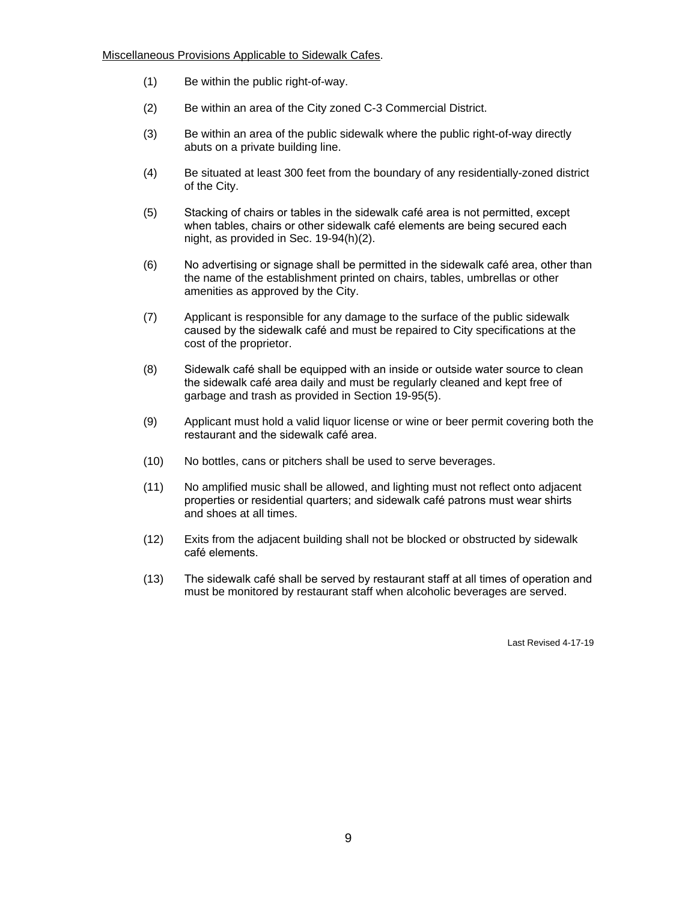<u>Miscellaneous Provisions Applicable to Sidewalk Cafes</u>.

(1) Be within the public right-of-way.

(2) Be within an area of the City zoned C-3 Commercial District.

(3) Be within an area of the public sidewalk where the public right-of-way directly abuts on a private building line.

(4) Be situated at least 300 feet from the boundary of any residentially-zoned district of the City.

(5) Stacking of chairs or tables in the sidewalk café area is not permitted, except when tables, chairs or other sidewalk café elements are being secured each night, as provided in Sec. 19-94(h)(2).

(6) No advertising or signage shall be permitted in the sidewalk café area, other than the name of the establishment printed on chairs, tables, umbrellas or other amenities as approved by the City.

(7) Applicant is responsible for any damage to the surface of the public sidewalk caused by the sidewalk café and must be repaired to City specifications at the cost of the proprietor.

(8) Sidewalk café shall be equipped with an inside or outside water source to clean the sidewalk café area daily and must be regularly cleaned and kept free of garbage and trash as provided in Section 19-95(5).

(9) Applicant must hold a valid liquor license or wine or beer permit covering both the restaurant and the sidewalk café area.

(10) No bottles, cans or pitchers shall be used to serve beverages.

(11) No amplified music shall be allowed, and lighting must not reflect onto adjacent properties or residential quarters; and sidewalk café patrons must wear shirts and shoes at all times.

(12) Exits from the adjacent building shall not be blocked or obstructed by sidewalk café elements.

(13) The sidewalk café shall be served by restaurant staff at all times of operation and must be monitored by restaurant staff when alcoholic beverages are served.

Last Revised 4-17-19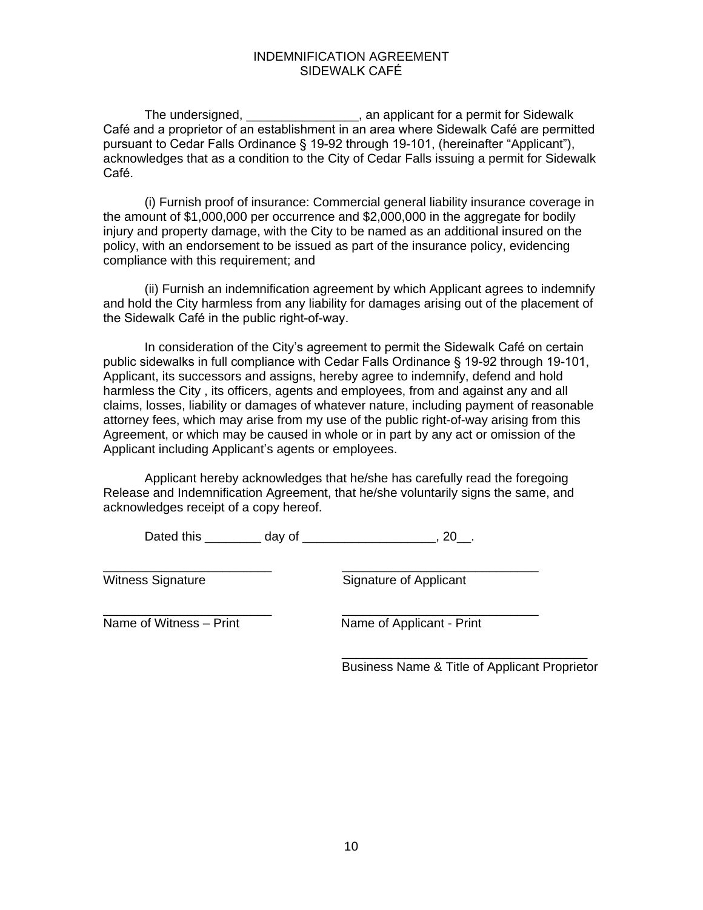# INDEMNIFICATION AGREEMENT
## SIDEWALK CAFÉ

The undersigned, ________________, an applicant for a permit for Sidewalk Café and a proprietor of an establishment in an area where Sidewalk Café are permitted pursuant to Cedar Falls Ordinance § 19-92 through 19-101, (hereinafter "Applicant"), acknowledges that as a condition to the City of Cedar Falls issuing a permit for Sidewalk Café.

(i) Furnish proof of insurance: Commercial general liability insurance coverage in the amount of $1,000,000 per occurrence and $2,000,000 in the aggregate for bodily injury and property damage, with the City to be named as an additional insured on the policy, with an endorsement to be issued as part of the insurance policy, evidencing compliance with this requirement; and

(ii) Furnish an indemnification agreement by which Applicant agrees to indemnify and hold the City harmless from any liability for damages arising out of the placement of the Sidewalk Café in the public right-of-way.

In consideration of the City's agreement to permit the Sidewalk Café on certain public sidewalks in full compliance with Cedar Falls Ordinance § 19-92 through 19-101, Applicant, its successors and assigns, hereby agree to indemnify, defend and hold harmless the City , its officers, agents and employees, from and against any and all claims, losses, liability or damages of whatever nature, including payment of reasonable attorney fees, which may arise from my use of the public right-of-way arising from this Agreement, or which may be caused in whole or in part by any act or omission of the Applicant including Applicant's agents or employees.

Applicant hereby acknowledges that he/she has carefully read the foregoing Release and Indemnification Agreement, that he/she voluntarily signs the same, and acknowledges receipt of a copy hereof.

Dated this ________ day of ___________________, 20__.

| | |
|---|---|
| ________________________ | ____________________________ |
| Witness Signature | Signature of Applicant |
| ________________________ | ____________________________ |
| Name of Witness – Print | Name of Applicant - Print |
| | ___________________________________ |
| | Business Name & Title of Applicant Proprietor |